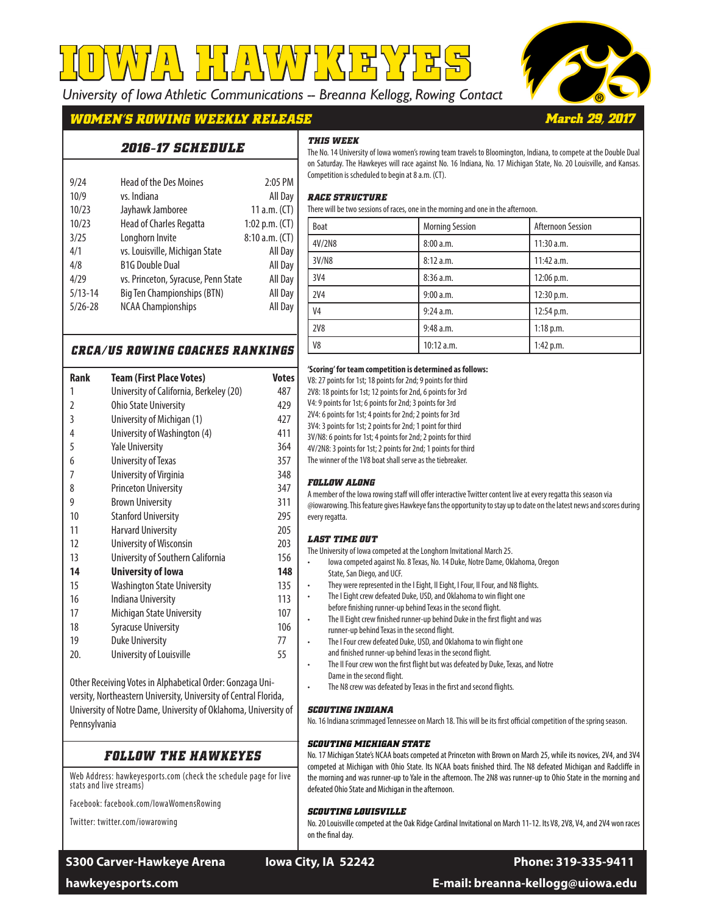# IOWA HAWKEYES

*University of Iowa Athletic Communications -- Breanna Kellogg, Rowing Contact*

## WOMEN'S ROWING WEEKLY RELEASE

**March 29, 2017**

## 2016-17 SCHEDULE

| Date | Event | Time |
|---|---|---|
| 9/24 | Head of the Des Moines | 2:05 PM |
| 10/9 | vs. Indiana | All Day |
| 10/23 | Jayhawk Jamboree | 11 a.m. (CT) |
| 10/23 | Head of Charles Regatta | 1:02 p.m. (CT) |
| 3/25 | Longhorn Invite | 8:10 a.m. (CT) |
| 4/1 | vs. Louisville, Michigan State | All Day |
| 4/8 | B1G Double Dual | All Day |
| 4/29 | vs. Princeton, Syracuse, Penn State | All Day |
| 5/13-14 | Big Ten Championships (BTN) | All Day |
| 5/26-28 | NCAA Championships | All Day |

## CRCA/US ROWING COACHES RANKINGS

| Rank | Team (First Place Votes) | Votes |
|---|---|---|
| 1 | University of California, Berkeley (20) | 487 |
| 2 | Ohio State University | 429 |
| 3 | University of Michigan (1) | 427 |
| 4 | University of Washington (4) | 411 |
| 5 | Yale University | 364 |
| 6 | University of Texas | 357 |
| 7 | University of Virginia | 348 |
| 8 | Princeton University | 347 |
| 9 | Brown University | 311 |
| 10 | Stanford University | 295 |
| 11 | Harvard University | 205 |
| 12 | University of Wisconsin | 203 |
| 13 | University of Southern California | 156 |
| **14** | **University of Iowa** | **148** |
| 15 | Washington State University | 135 |
| 16 | Indiana University | 113 |
| 17 | Michigan State University | 107 |
| 18 | Syracuse University | 106 |
| 19 | Duke University | 77 |
| 20. | University of Louisville | 55 |

Other Receiving Votes in Alphabetical Order: Gonzaga University, Northeastern University, University of Central Florida, University of Notre Dame, University of Oklahoma, University of Pennsylvania

## FOLLOW THE HAWKEYES

Web Address: hawkeyesports.com (check the schedule page for live stats and live streams)

Facebook: facebook.com/IowaWomensRowing

Twitter: twitter.com/iowarowing

### THIS WEEK

The No. 14 University of Iowa women's rowing team travels to Bloomington, Indiana, to compete at the Double Dual on Saturday. The Hawkeyes will race against No. 16 Indiana, No. 17 Michigan State, No. 20 Louisville, and Kansas. Competition is scheduled to begin at 8 a.m. (CT).

### RACE STRUCTURE

There will be two sessions of races, one in the morning and one in the afternoon.

| Boat | Morning Session | Afternoon Session |
|---|---|---|
| 4V/2N8 | 8:00 a.m. | 11:30 a.m. |
| 3V/N8 | 8:12 a.m. | 11:42 a.m. |
| 3V4 | 8:36 a.m. | 12:06 p.m. |
| 2V4 | 9:00 a.m. | 12:30 p.m. |
| V4 | 9:24 a.m. | 12:54 p.m. |
| 2V8 | 9:48 a.m. | 1:18 p.m. |
| V8 | 10:12 a.m. | 1:42 p.m. |

**'Scoring' for team competition is determined as follows:**

V8: 27 points for 1st; 18 points for 2nd; 9 points for third
2V8: 18 points for 1st; 12 points for 2nd, 6 points for 3rd
V4: 9 points for 1st; 6 points for 2nd; 3 points for 3rd
2V4: 6 points for 1st; 4 points for 2nd; 2 points for 3rd
3V4: 3 points for 1st; 2 points for 2nd; 1 point for third
3V/N8: 6 points for 1st; 4 points for 2nd; 2 points for third
4V/2N8: 3 points for 1st; 2 points for 2nd; 1 points for third
The winner of the 1V8 boat shall serve as the tiebreaker.

### FOLLOW ALONG

A member of the Iowa rowing staff will offer interactive Twitter content live at every regatta this season via @iowarowing. This feature gives Hawkeye fans the opportunity to stay up to date on the latest news and scores during every regatta.

### LAST TIME OUT

The University of Iowa competed at the Longhorn Invitational March 25.

- Iowa competed against No. 8 Texas, No. 14 Duke, Notre Dame, Oklahoma, Oregon State, San Diego, and UCF.
- They were represented in the I Eight, II Eight, I Four, II Four, and N8 flights.
- The I Eight crew defeated Duke, USD, and Oklahoma to win flight one before finishing runner-up behind Texas in the second flight.
- The II Eight crew finished runner-up behind Duke in the first flight and was runner-up behind Texas in the second flight.
- The I Four crew defeated Duke, USD, and Oklahoma to win flight one and finished runner-up behind Texas in the second flight.
- The II Four crew won the first flight but was defeated by Duke, Texas, and Notre Dame in the second flight.
- The N8 crew was defeated by Texas in the first and second flights.

### SCOUTING INDIANA

No. 16 Indiana scrimmaged Tennessee on March 18. This will be its first official competition of the spring season.

### SCOUTING MICHIGAN STATE

No. 17 Michigan State's NCAA boats competed at Princeton with Brown on March 25, while its novices, 2V4, and 3V4 competed at Michigan with Ohio State. Its NCAA boats finished third. The N8 defeated Michigan and Radcliffe in the morning and was runner-up to Yale in the afternoon. The 2N8 was runner-up to Ohio State in the morning and defeated Ohio State and Michigan in the afternoon.

### SCOUTING LOUISVILLE

No. 20 Louisville competed at the Oak Ridge Cardinal Invitational on March 11-12. Its V8, 2V8, V4, and 2V4 won races on the final day.

**S300 Carver-Hawkeye Arena** | **Iowa City, IA 52242** | **Phone: 319-335-9411**

**hawkeyesports.com** | **E-mail: breanna-kellogg@uiowa.edu**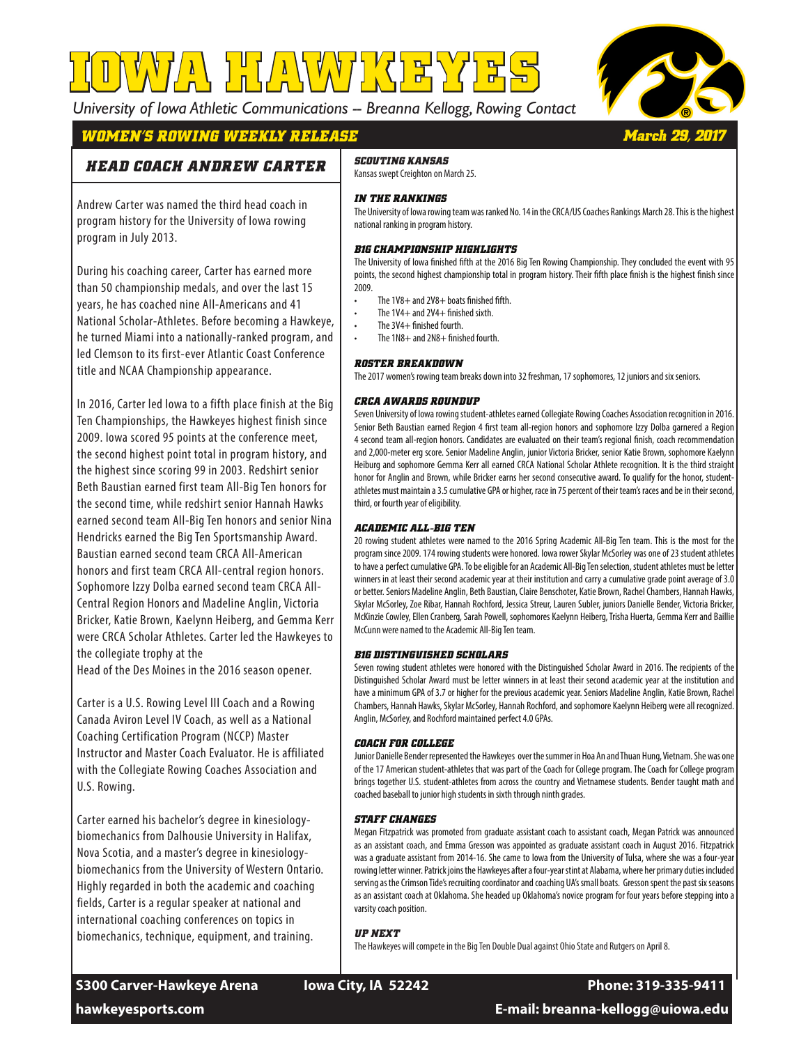# IOWA HAWKEYES

*University of Iowa Athletic Communications -- Breanna Kellogg, Rowing Contact*

## WOMEN'S ROWING WEEKLY RELEASE

**March 29, 2017**

## HEAD COACH ANDREW CARTER

Andrew Carter was named the third head coach in program history for the University of Iowa rowing program in July 2013.

During his coaching career, Carter has earned more than 50 championship medals, and over the last 15 years, he has coached nine All-Americans and 41 National Scholar-Athletes. Before becoming a Hawkeye, he turned Miami into a nationally-ranked program, and led Clemson to its first-ever Atlantic Coast Conference title and NCAA Championship appearance.

In 2016, Carter led Iowa to a fifth place finish at the Big Ten Championships, the Hawkeyes highest finish since 2009. Iowa scored 95 points at the conference meet, the second highest point total in program history, and the highest since scoring 99 in 2003. Redshirt senior Beth Baustian earned first team All-Big Ten honors for the second time, while redshirt senior Hannah Hawks earned second team All-Big Ten honors and senior Nina Hendricks earned the Big Ten Sportsmanship Award. Baustian earned second team CRCA All-American honors and first team CRCA All-central region honors. Sophomore Izzy Dolba earned second team CRCA All-Central Region Honors and Madeline Anglin, Victoria Bricker, Katie Brown, Kaelynn Heiberg, and Gemma Kerr were CRCA Scholar Athletes. Carter led the Hawkeyes to the collegiate trophy at the Head of the Des Moines in the 2016 season opener.

Carter is a U.S. Rowing Level III Coach and a Rowing Canada Aviron Level IV Coach, as well as a National Coaching Certification Program (NCCP) Master Instructor and Master Coach Evaluator. He is affiliated with the Collegiate Rowing Coaches Association and U.S. Rowing.

Carter earned his bachelor's degree in kinesiology-biomechanics from Dalhousie University in Halifax, Nova Scotia, and a master's degree in kinesiology-biomechanics from the University of Western Ontario. Highly regarded in both the academic and coaching fields, Carter is a regular speaker at national and international coaching conferences on topics in biomechanics, technique, equipment, and training.

### SCOUTING KANSAS

Kansas swept Creighton on March 25.

### IN THE RANKINGS

The University of Iowa rowing team was ranked No. 14 in the CRCA/US Coaches Rankings March 28. This is the highest national ranking in program history.

### B1G CHAMPIONSHIP HIGHLIGHTS

The University of Iowa finished fifth at the 2016 Big Ten Rowing Championship. They concluded the event with 95 points, the second highest championship total in program history. Their fifth place finish is the highest finish since 2009.

- The 1V8+ and 2V8+ boats finished fifth.
- The 1V4+ and 2V4+ finished sixth.
- The 3V4+ finished fourth.
- The 1N8+ and 2N8+ finished fourth.

### ROSTER BREAKDOWN

The 2017 women's rowing team breaks down into 32 freshman, 17 sophomores, 12 juniors and six seniors.

### CRCA AWARDS ROUNDUP

Seven University of Iowa rowing student-athletes earned Collegiate Rowing Coaches Association recognition in 2016. Senior Beth Baustian earned Region 4 first team all-region honors and sophomore Izzy Dolba garnered a Region 4 second team all-region honors. Candidates are evaluated on their team's regional finish, coach recommendation and 2,000-meter erg score. Senior Madeline Anglin, junior Victoria Bricker, senior Katie Brown, sophomore Kaelynn Heiburg and sophomore Gemma Kerr all earned CRCA National Scholar Athlete recognition. It is the third straight honor for Anglin and Brown, while Bricker earns her second consecutive award. To qualify for the honor, student-athletes must maintain a 3.5 cumulative GPA or higher, race in 75 percent of their team's races and be in their second, third, or fourth year of eligibility.

### ACADEMIC ALL-BIG TEN

20 rowing student athletes were named to the 2016 Spring Academic All-Big Ten team. This is the most for the program since 2009. 174 rowing students were honored. Iowa rower Skylar McSorley was one of 23 student athletes to have a perfect cumulative GPA. To be eligible for an Academic All-Big Ten selection, student athletes must be letter winners in at least their second academic year at their institution and carry a cumulative grade point average of 3.0 or better. Seniors Madeline Anglin, Beth Baustian, Claire Benschoter, Katie Brown, Rachel Chambers, Hannah Hawks, Skylar McSorley, Zoe Ribar, Hannah Rochford, Jessica Streur, Lauren Subler, juniors Danielle Bender, Victoria Bricker, McKinzie Cowley, Ellen Cranberg, Sarah Powell, sophomores Kaelynn Heiberg, Trisha Huerta, Gemma Kerr and Baillie McCunn were named to the Academic All-Big Ten team.

### B1G DISTINGUISHED SCHOLARS

Seven rowing student athletes were honored with the Distinguished Scholar Award in 2016. The recipients of the Distinguished Scholar Award must be letter winners in at least their second academic year at the institution and have a minimum GPA of 3.7 or higher for the previous academic year. Seniors Madeline Anglin, Katie Brown, Rachel Chambers, Hannah Hawks, Skylar McSorley, Hannah Rochford, and sophomore Kaelynn Heiberg were all recognized. Anglin, McSorley, and Rochford maintained perfect 4.0 GPAs.

### COACH FOR COLLEGE

Junior Danielle Bender represented the Hawkeyes over the summer in Hoa An and Thuan Hung, Vietnam. She was one of the 17 American student-athletes that was part of the Coach for College program. The Coach for College program brings together U.S. student-athletes from across the country and Vietnamese students. Bender taught math and coached baseball to junior high students in sixth through ninth grades.

### STAFF CHANGES

Megan Fitzpatrick was promoted from graduate assistant coach to assistant coach, Megan Patrick was announced as an assistant coach, and Emma Gresson was appointed as graduate assistant coach in August 2016. Fitzpatrick was a graduate assistant from 2014-16. She came to Iowa from the University of Tulsa, where she was a four-year rowing letter winner. Patrick joins the Hawkeyes after a four-year stint at Alabama, where her primary duties included serving as the Crimson Tide's recruiting coordinator and coaching UA's small boats. Gresson spent the past six seasons as an assistant coach at Oklahoma. She headed up Oklahoma's novice program for four years before stepping into a varsity coach position.

### UP NEXT

The Hawkeyes will compete in the Big Ten Double Dual against Ohio State and Rutgers on April 8.

**S300 Carver-Hawkeye Arena** **Iowa City, IA 52242** **Phone: 319-335-9411**
**hawkeyesports.com** **E-mail: breanna-kellogg@uiowa.edu**